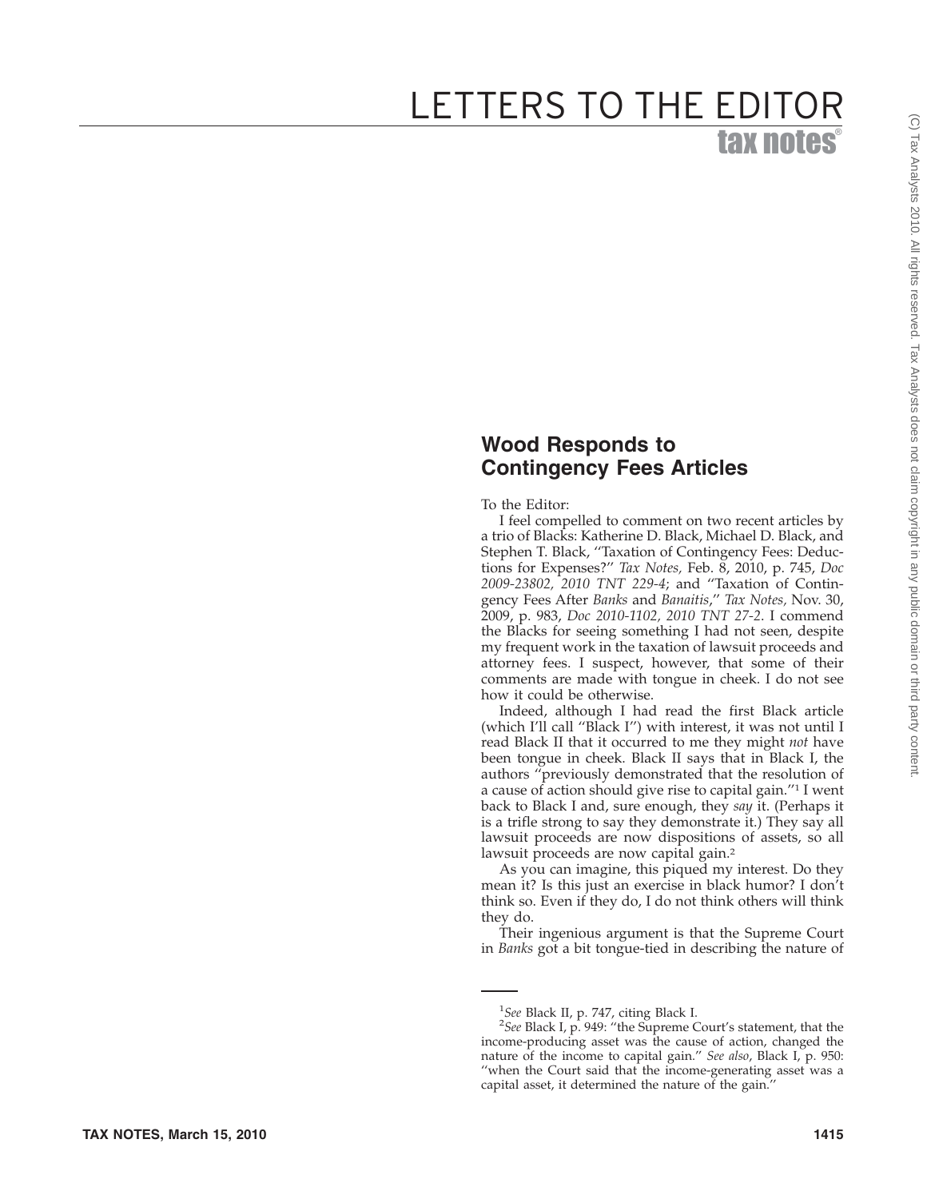# LETTERS TO THE EDITOR

## Wood Responds to Contingency Fees Articles

To the Editor:

I feel compelled to comment on two recent articles by a trio of Blacks: Katherine D. Black, Michael D. Black, and Stephen T. Black, ''Taxation of Contingency Fees: Deductions for Expenses?'' *Tax Notes,* Feb. 8, 2010, p. 745, *Doc 2009-23802, 2010 TNT 229-4*; and ''Taxation of Contingency Fees After *Banks* and *Banaitis*,'' *Tax Notes,* Nov. 30, 2009, p. 983, *Doc 2010-1102, 2010 TNT 27-2*. I commend the Blacks for seeing something I had not seen, despite my frequent work in the taxation of lawsuit proceeds and attorney fees. I suspect, however, that some of their comments are made with tongue in cheek. I do not see how it could be otherwise.

Indeed, although I had read the first Black article (which I'll call ''Black I'') with interest, it was not until I read Black II that it occurred to me they might *not* have been tongue in cheek. Black II says that in Black I, the authors ''previously demonstrated that the resolution of a cause of action should give rise to capital gain.''[1] I went back to Black I and, sure enough, they *say* it. (Perhaps it is a trifle strong to say they demonstrate it.) They say all lawsuit proceeds are now dispositions of assets, so all lawsuit proceeds are now capital gain.[2]

As you can imagine, this piqued my interest. Do they mean it? Is this just an exercise in black humor? I don't think so. Even if they do, I do not think others will think they do.

Their ingenious argument is that the Supreme Court in *Banks* got a bit tongue-tied in describing the nature of

---

[1]*See* Black II, p. 747, citing Black I.

[2]*See* Black I, p. 949: ''the Supreme Court's statement, that the income-producing asset was the cause of action, changed the nature of the income to capital gain.'' *See also*, Black I, p. 950: ''when the Court said that the income-generating asset was a capital asset, it determined the nature of the gain.''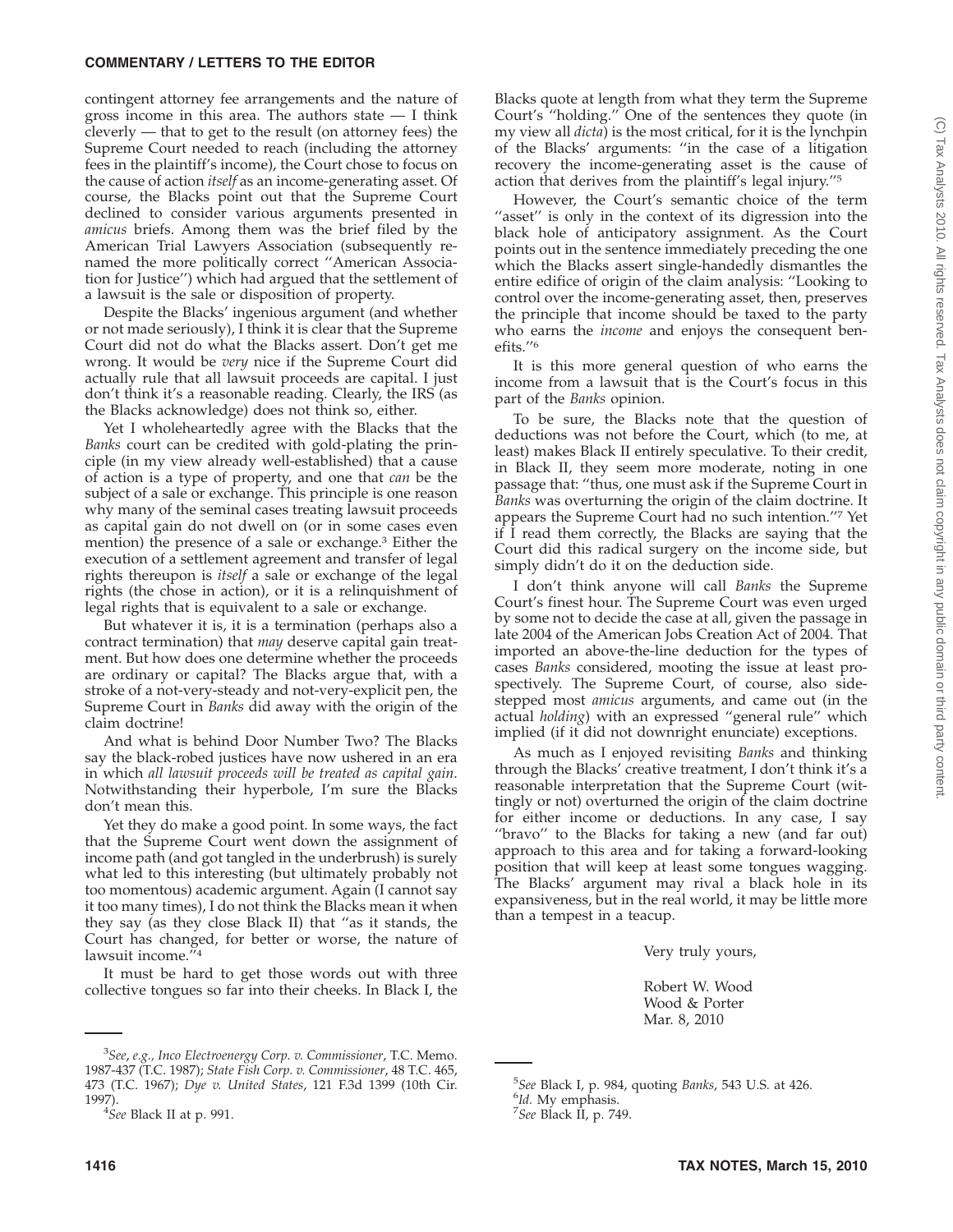contingent attorney fee arrangements and the nature of gross income in this area. The authors state — I think cleverly — that to get to the result (on attorney fees) the Supreme Court needed to reach (including the attorney fees in the plaintiff's income), the Court chose to focus on the cause of action *itself* as an income-generating asset. Of course, the Blacks point out that the Supreme Court declined to consider various arguments presented in *amicus* briefs. Among them was the brief filed by the American Trial Lawyers Association (subsequently renamed the more politically correct ''American Association for Justice'') which had argued that the settlement of a lawsuit is the sale or disposition of property.

Despite the Blacks' ingenious argument (and whether or not made seriously), I think it is clear that the Supreme Court did not do what the Blacks assert. Don't get me wrong. It would be *very* nice if the Supreme Court did actually rule that all lawsuit proceeds are capital. I just don't think it's a reasonable reading. Clearly, the IRS (as the Blacks acknowledge) does not think so, either.

Yet I wholeheartedly agree with the Blacks that the *Banks* court can be credited with gold-plating the principle (in my view already well-established) that a cause of action is a type of property, and one that *can* be the subject of a sale or exchange. This principle is one reason why many of the seminal cases treating lawsuit proceeds as capital gain do not dwell on (or in some cases even mention) the presence of a sale or exchange.[3] Either the execution of a settlement agreement and transfer of legal rights thereupon is *itself* a sale or exchange of the legal rights (the chose in action), or it is a relinquishment of legal rights that is equivalent to a sale or exchange.

But whatever it is, it is a termination (perhaps also a contract termination) that *may* deserve capital gain treatment. But how does one determine whether the proceeds are ordinary or capital? The Blacks argue that, with a stroke of a not-very-steady and not-very-explicit pen, the Supreme Court in *Banks* did away with the origin of the claim doctrine!

And what is behind Door Number Two? The Blacks say the black-robed justices have now ushered in an era in which *all lawsuit proceeds will be treated as capital gain*. Notwithstanding their hyperbole, I'm sure the Blacks don't mean this.

Yet they do make a good point. In some ways, the fact that the Supreme Court went down the assignment of income path (and got tangled in the underbrush) is surely what led to this interesting (but ultimately probably not too momentous) academic argument. Again (I cannot say it too many times), I do not think the Blacks mean it when they say (as they close Black II) that ''as it stands, the Court has changed, for better or worse, the nature of lawsuit income.''[4]

It must be hard to get those words out with three collective tongues so far into their cheeks. In Black I, the Blacks quote at length from what they term the Supreme Court's ''holding.'' One of the sentences they quote (in my view all *dicta*) is the most critical, for it is the lynchpin of the Blacks' arguments: ''in the case of a litigation recovery the income-generating asset is the cause of action that derives from the plaintiff's legal injury.''[5]

However, the Court's semantic choice of the term ''asset'' is only in the context of its digression into the black hole of anticipatory assignment. As the Court points out in the sentence immediately preceding the one which the Blacks assert single-handedly dismantles the entire edifice of origin of the claim analysis: ''Looking to control over the income-generating asset, then, preserves the principle that income should be taxed to the party who earns the *income* and enjoys the consequent benefits.''[6]

It is this more general question of who earns the income from a lawsuit that is the Court's focus in this part of the *Banks* opinion.

To be sure, the Blacks note that the question of deductions was not before the Court, which (to me, at least) makes Black II entirely speculative. To their credit, in Black II, they seem more moderate, noting in one passage that: ''thus, one must ask if the Supreme Court in *Banks* was overturning the origin of the claim doctrine. It appears the Supreme Court had no such intention.''[7] Yet if I read them correctly, the Blacks are saying that the Court did this radical surgery on the income side, but simply didn't do it on the deduction side.

I don't think anyone will call *Banks* the Supreme Court's finest hour. The Supreme Court was even urged by some not to decide the case at all, given the passage in late 2004 of the American Jobs Creation Act of 2004. That imported an above-the-line deduction for the types of cases *Banks* considered, mooting the issue at least prospectively. The Supreme Court, of course, also sidestepped most *amicus* arguments, and came out (in the actual *holding*) with an expressed ''general rule'' which implied (if it did not downright enunciate) exceptions.

As much as I enjoyed revisiting *Banks* and thinking through the Blacks' creative treatment, I don't think it's a reasonable interpretation that the Supreme Court (wittingly or not) overturned the origin of the claim doctrine for either income or deductions. In any case, I say ''bravo'' to the Blacks for taking a new (and far out) approach to this area and for taking a forward-looking position that will keep at least some tongues wagging. The Blacks' argument may rival a black hole in its expansiveness, but in the real world, it may be little more than a tempest in a teacup.

Very truly yours,

Robert W. Wood
Wood & Porter
Mar. 8, 2010

---

[3] *See*, *e.g.*, *Inco Electroenergy Corp. v. Commissioner*, T.C. Memo. 1987-437 (T.C. 1987); *State Fish Corp. v. Commissioner*, 48 T.C. 465, 473 (T.C. 1967); *Dye v. United States*, 121 F.3d 1399 (10th Cir. 1997).

[4] *See* Black II at p. 991.

[5] *See* Black I, p. 984, quoting *Banks*, 543 U.S. at 426.

[6] *Id.* My emphasis.

[7] *See* Black II, p. 749.